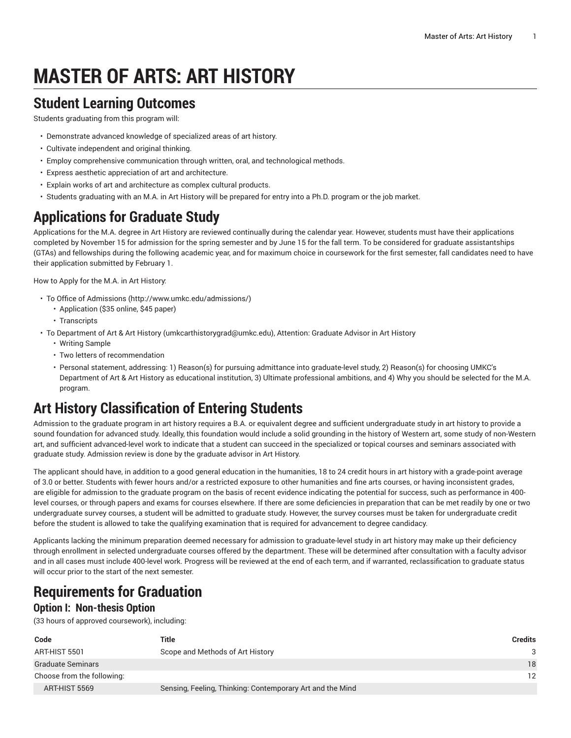# MASTER OF ARTS: ART HISTORY

## Student Learning Outcomes

Students graduating from this program will:

- Demonstrate advanced knowledge of specialized areas of art history.
- Cultivate independent and original thinking.
- Employ comprehensive communication through written, oral, and technological methods.
- Express aesthetic appreciation of art and architecture.
- Explain works of art and architecture as complex cultural products.
- Students graduating with an M.A. in Art History will be prepared for entry into a Ph.D. program or the job market.

## Applications for Graduate Study

Applications for the M.A. degree in Art History are reviewed continually during the calendar year. However, students must have their applications completed by November 15 for admission for the spring semester and by June 15 for the fall term. To be considered for graduate assistantships (GTAs) and fellowships during the following academic year, and for maximum choice in coursework for the first semester, fall candidates need to have their application submitted by February 1.

How to Apply for the M.A. in Art History:

- To Office of Admissions (http://www.umkc.edu/admissions/)
  - Application ($35 online, $45 paper)
  - Transcripts
- To Department of Art & Art History (umkcarthistorygrad@umkc.edu), Attention: Graduate Advisor in Art History
  - Writing Sample
  - Two letters of recommendation
  - Personal statement, addressing: 1) Reason(s) for pursuing admittance into graduate-level study, 2) Reason(s) for choosing UMKC's Department of Art & Art History as educational institution, 3) Ultimate professional ambitions, and 4) Why you should be selected for the M.A. program.

## Art History Classification of Entering Students

Admission to the graduate program in art history requires a B.A. or equivalent degree and sufficient undergraduate study in art history to provide a sound foundation for advanced study. Ideally, this foundation would include a solid grounding in the history of Western art, some study of non-Western art, and sufficient advanced-level work to indicate that a student can succeed in the specialized or topical courses and seminars associated with graduate study. Admission review is done by the graduate advisor in Art History.

The applicant should have, in addition to a good general education in the humanities, 18 to 24 credit hours in art history with a grade-point average of 3.0 or better. Students with fewer hours and/or a restricted exposure to other humanities and fine arts courses, or having inconsistent grades, are eligible for admission to the graduate program on the basis of recent evidence indicating the potential for success, such as performance in 400-level courses, or through papers and exams for courses elsewhere. If there are some deficiencies in preparation that can be met readily by one or two undergraduate survey courses, a student will be admitted to graduate study. However, the survey courses must be taken for undergraduate credit before the student is allowed to take the qualifying examination that is required for advancement to degree candidacy.

Applicants lacking the minimum preparation deemed necessary for admission to graduate-level study in art history may make up their deficiency through enrollment in selected undergraduate courses offered by the department. These will be determined after consultation with a faculty advisor and in all cases must include 400-level work. Progress will be reviewed at the end of each term, and if warranted, reclassification to graduate status will occur prior to the start of the next semester.

## Requirements for Graduation

### Option I: Non-thesis Option

(33 hours of approved coursework), including:

| Code | Title | Credits |
|---|---|---|
| ART-HIST 5501 | Scope and Methods of Art History | 3 |
| Graduate Seminars | | 18 |
| Choose from the following: | | 12 |
| ART-HIST 5569 | Sensing, Feeling, Thinking: Contemporary Art and the Mind | |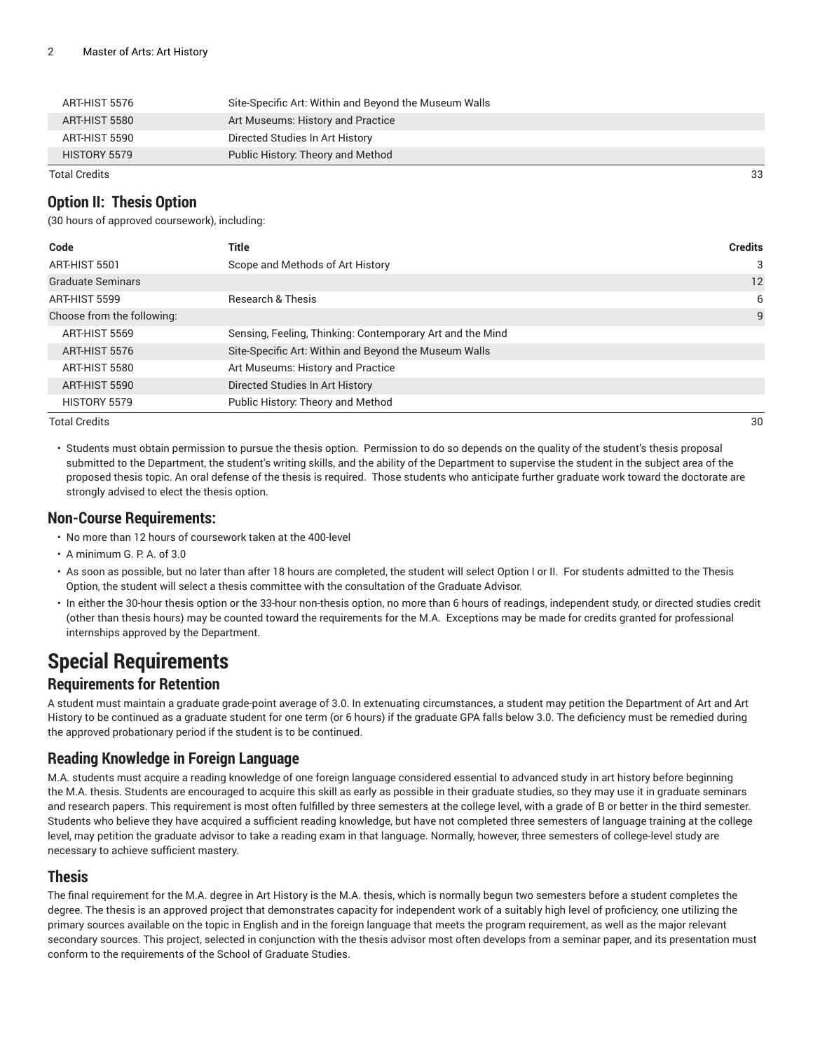| | | |
|---|---|---|
| ART-HIST 5576 | Site-Specific Art: Within and Beyond the Museum Walls | |
| ART-HIST 5580 | Art Museums: History and Practice | |
| ART-HIST 5590 | Directed Studies In Art History | |
| HISTORY 5579 | Public History: Theory and Method | |
| Total Credits | | 33 |

## Option II: Thesis Option

(30 hours of approved coursework), including:

| Code | Title | Credits |
|---|---|---|
| ART-HIST 5501 | Scope and Methods of Art History | 3 |
| Graduate Seminars | | 12 |
| ART-HIST 5599 | Research & Thesis | 6 |
| Choose from the following: | | 9 |
| ART-HIST 5569 | Sensing, Feeling, Thinking: Contemporary Art and the Mind | |
| ART-HIST 5576 | Site-Specific Art: Within and Beyond the Museum Walls | |
| ART-HIST 5580 | Art Museums: History and Practice | |
| ART-HIST 5590 | Directed Studies In Art History | |
| HISTORY 5579 | Public History: Theory and Method | |
| Total Credits | | 30 |

- Students must obtain permission to pursue the thesis option. Permission to do so depends on the quality of the student's thesis proposal submitted to the Department, the student's writing skills, and the ability of the Department to supervise the student in the subject area of the proposed thesis topic. An oral defense of the thesis is required. Those students who anticipate further graduate work toward the doctorate are strongly advised to elect the thesis option.

## Non-Course Requirements:

- No more than 12 hours of coursework taken at the 400-level
- A minimum G. P. A. of 3.0
- As soon as possible, but no later than after 18 hours are completed, the student will select Option I or II. For students admitted to the Thesis Option, the student will select a thesis committee with the consultation of the Graduate Advisor.
- In either the 30-hour thesis option or the 33-hour non-thesis option, no more than 6 hours of readings, independent study, or directed studies credit (other than thesis hours) may be counted toward the requirements for the M.A. Exceptions may be made for credits granted for professional internships approved by the Department.

# Special Requirements

## Requirements for Retention

A student must maintain a graduate grade-point average of 3.0. In extenuating circumstances, a student may petition the Department of Art and Art History to be continued as a graduate student for one term (or 6 hours) if the graduate GPA falls below 3.0. The deficiency must be remedied during the approved probationary period if the student is to be continued.

## Reading Knowledge in Foreign Language

M.A. students must acquire a reading knowledge of one foreign language considered essential to advanced study in art history before beginning the M.A. thesis. Students are encouraged to acquire this skill as early as possible in their graduate studies, so they may use it in graduate seminars and research papers. This requirement is most often fulfilled by three semesters at the college level, with a grade of B or better in the third semester. Students who believe they have acquired a sufficient reading knowledge, but have not completed three semesters of language training at the college level, may petition the graduate advisor to take a reading exam in that language. Normally, however, three semesters of college-level study are necessary to achieve sufficient mastery.

## Thesis

The final requirement for the M.A. degree in Art History is the M.A. thesis, which is normally begun two semesters before a student completes the degree. The thesis is an approved project that demonstrates capacity for independent work of a suitably high level of proficiency, one utilizing the primary sources available on the topic in English and in the foreign language that meets the program requirement, as well as the major relevant secondary sources. This project, selected in conjunction with the thesis advisor most often develops from a seminar paper, and its presentation must conform to the requirements of the School of Graduate Studies.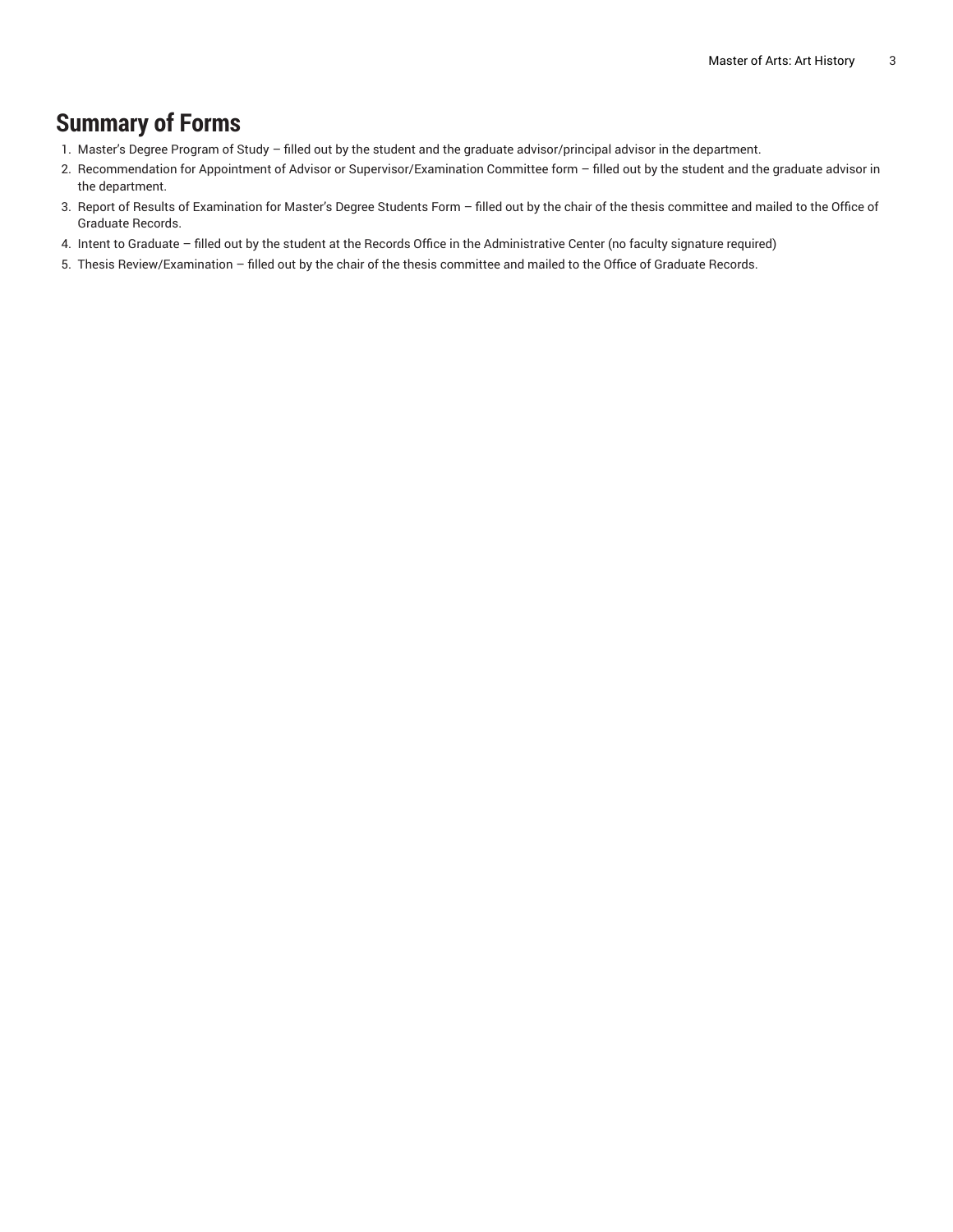## Summary of Forms

1. Master's Degree Program of Study – filled out by the student and the graduate advisor/principal advisor in the department.
2. Recommendation for Appointment of Advisor or Supervisor/Examination Committee form – filled out by the student and the graduate advisor in the department.
3. Report of Results of Examination for Master's Degree Students Form – filled out by the chair of the thesis committee and mailed to the Office of Graduate Records.
4. Intent to Graduate – filled out by the student at the Records Office in the Administrative Center (no faculty signature required)
5. Thesis Review/Examination – filled out by the chair of the thesis committee and mailed to the Office of Graduate Records.